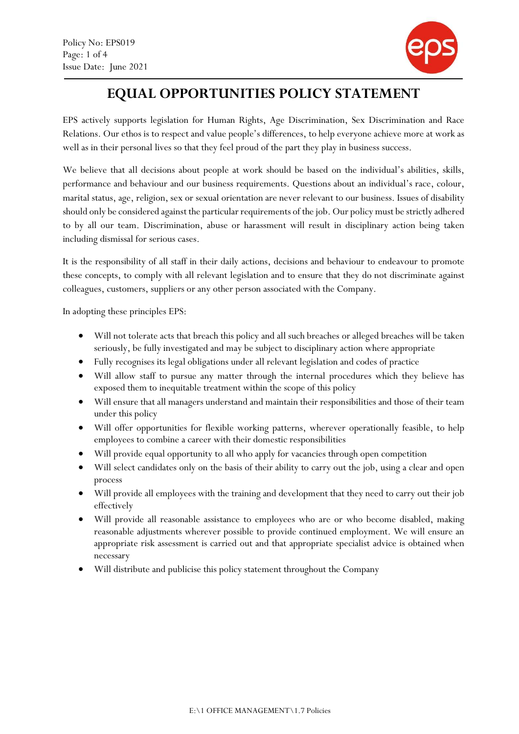# EQUAL OPPORTUNITIES POLICY STATEMENT

EPS actively supports legislation for Human Rights, Age Discrimination, Sex Discrimination and Race Relations. Our ethos is to respect and value people's differences, to help everyone achieve more at work as well as in their personal lives so that they feel proud of the part they play in business success.

We believe that all decisions about people at work should be based on the individual's abilities, skills, performance and behaviour and our business requirements. Questions about an individual's race, colour, marital status, age, religion, sex or sexual orientation are never relevant to our business. Issues of disability should only be considered against the particular requirements of the job. Our policy must be strictly adhered to by all our team. Discrimination, abuse or harassment will result in disciplinary action being taken including dismissal for serious cases.

It is the responsibility of all staff in their daily actions, decisions and behaviour to endeavour to promote these concepts, to comply with all relevant legislation and to ensure that they do not discriminate against colleagues, customers, suppliers or any other person associated with the Company.

In adopting these principles EPS:

- Will not tolerate acts that breach this policy and all such breaches or alleged breaches will be taken seriously, be fully investigated and may be subject to disciplinary action where appropriate
- Fully recognises its legal obligations under all relevant legislation and codes of practice
- Will allow staff to pursue any matter through the internal procedures which they believe has exposed them to inequitable treatment within the scope of this policy
- Will ensure that all managers understand and maintain their responsibilities and those of their team under this policy
- Will offer opportunities for flexible working patterns, wherever operationally feasible, to help employees to combine a career with their domestic responsibilities
- Will provide equal opportunity to all who apply for vacancies through open competition
- Will select candidates only on the basis of their ability to carry out the job, using a clear and open process
- Will provide all employees with the training and development that they need to carry out their job effectively
- Will provide all reasonable assistance to employees who are or who become disabled, making reasonable adjustments wherever possible to provide continued employment. We will ensure an appropriate risk assessment is carried out and that appropriate specialist advice is obtained when necessary
- Will distribute and publicise this policy statement throughout the Company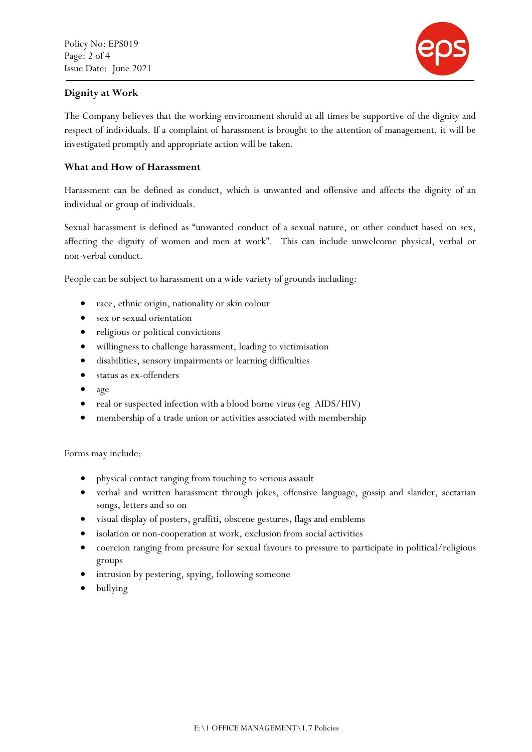## Dignity at Work

The Company believes that the working environment should at all times be supportive of the dignity and respect of individuals. If a complaint of harassment is brought to the attention of management, it will be investigated promptly and appropriate action will be taken.

## What and How of Harassment

Harassment can be defined as conduct, which is unwanted and offensive and affects the dignity of an individual or group of individuals.

Sexual harassment is defined as "unwanted conduct of a sexual nature, or other conduct based on sex, affecting the dignity of women and men at work". This can include unwelcome physical, verbal or non-verbal conduct.

People can be subject to harassment on a wide variety of grounds including:

- race, ethnic origin, nationality or skin colour
- sex or sexual orientation
- religious or political convictions
- willingness to challenge harassment, leading to victimisation
- disabilities, sensory impairments or learning difficulties
- status as ex-offenders
- age
- real or suspected infection with a blood borne virus (eg AIDS/HIV)
- membership of a trade union or activities associated with membership

Forms may include:

- physical contact ranging from touching to serious assault
- verbal and written harassment through jokes, offensive language, gossip and slander, sectarian songs, letters and so on
- visual display of posters, graffiti, obscene gestures, flags and emblems
- isolation or non-cooperation at work, exclusion from social activities
- coercion ranging from pressure for sexual favours to pressure to participate in political/religious groups
- intrusion by pestering, spying, following someone
- bullying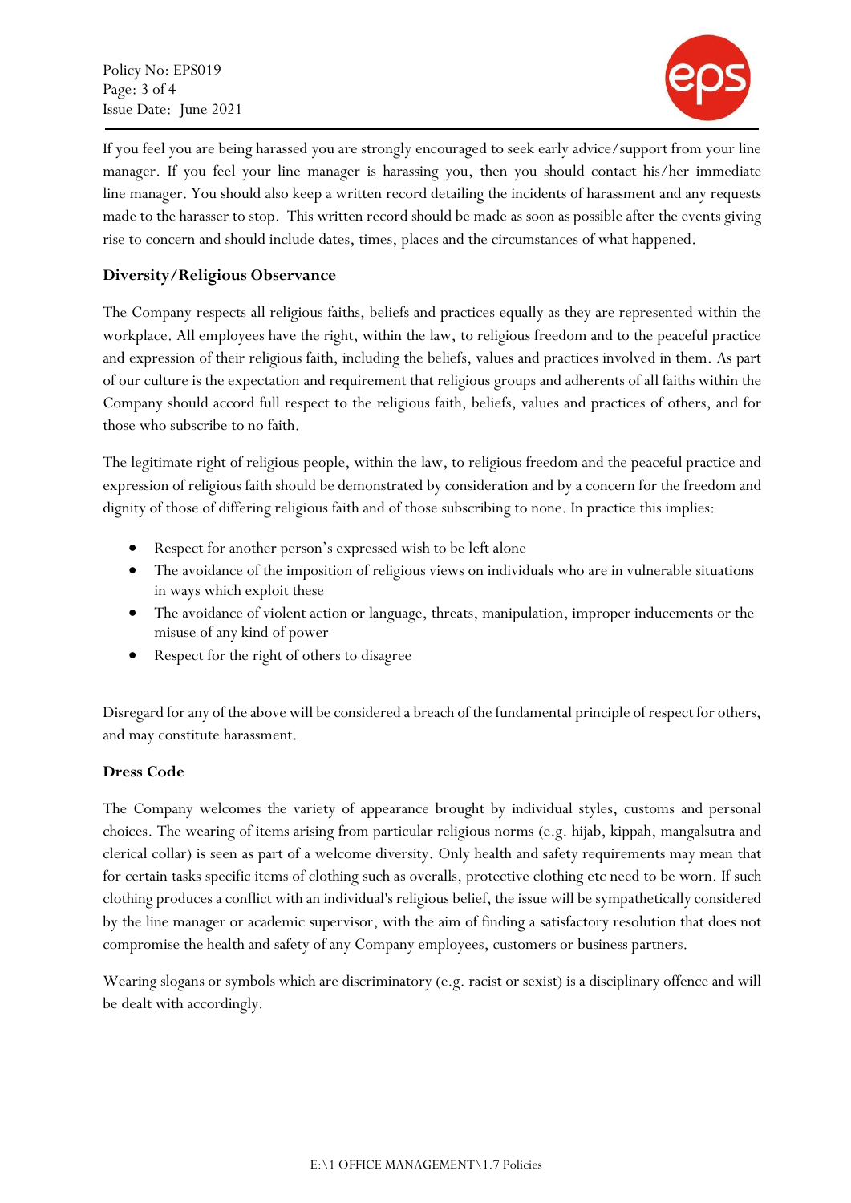If you feel you are being harassed you are strongly encouraged to seek early advice/support from your line manager. If you feel your line manager is harassing you, then you should contact his/her immediate line manager. You should also keep a written record detailing the incidents of harassment and any requests made to the harasser to stop. This written record should be made as soon as possible after the events giving rise to concern and should include dates, times, places and the circumstances of what happened.

**Diversity/Religious Observance**

The Company respects all religious faiths, beliefs and practices equally as they are represented within the workplace. All employees have the right, within the law, to religious freedom and to the peaceful practice and expression of their religious faith, including the beliefs, values and practices involved in them. As part of our culture is the expectation and requirement that religious groups and adherents of all faiths within the Company should accord full respect to the religious faith, beliefs, values and practices of others, and for those who subscribe to no faith.

The legitimate right of religious people, within the law, to religious freedom and the peaceful practice and expression of religious faith should be demonstrated by consideration and by a concern for the freedom and dignity of those of differing religious faith and of those subscribing to none. In practice this implies:

- Respect for another person's expressed wish to be left alone
- The avoidance of the imposition of religious views on individuals who are in vulnerable situations in ways which exploit these
- The avoidance of violent action or language, threats, manipulation, improper inducements or the misuse of any kind of power
- Respect for the right of others to disagree

Disregard for any of the above will be considered a breach of the fundamental principle of respect for others, and may constitute harassment.

**Dress Code**

The Company welcomes the variety of appearance brought by individual styles, customs and personal choices. The wearing of items arising from particular religious norms (e.g. hijab, kippah, mangalsutra and clerical collar) is seen as part of a welcome diversity. Only health and safety requirements may mean that for certain tasks specific items of clothing such as overalls, protective clothing etc need to be worn. If such clothing produces a conflict with an individual's religious belief, the issue will be sympathetically considered by the line manager or academic supervisor, with the aim of finding a satisfactory resolution that does not compromise the health and safety of any Company employees, customers or business partners.

Wearing slogans or symbols which are discriminatory (e.g. racist or sexist) is a disciplinary offence and will be dealt with accordingly.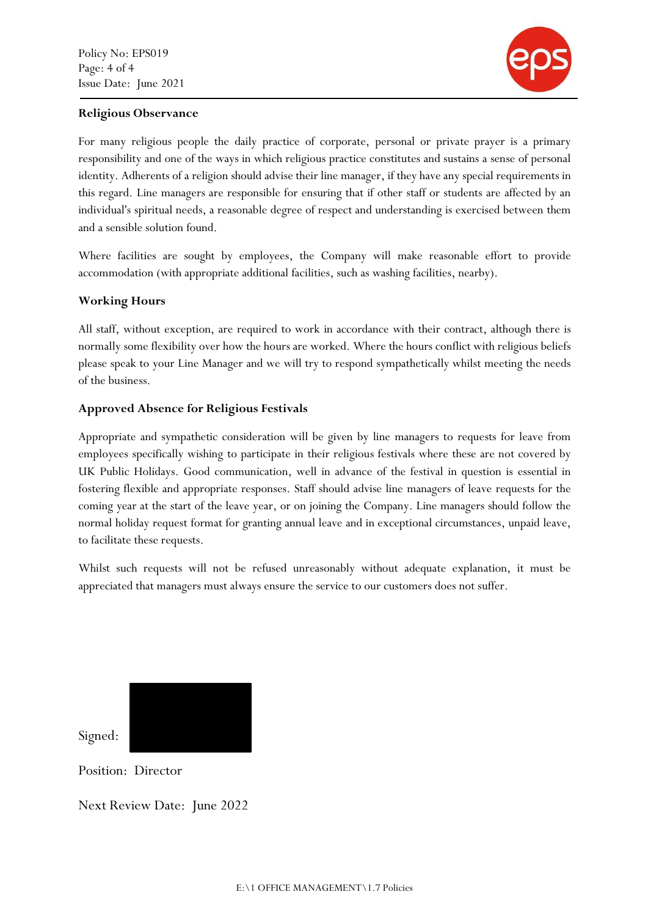## Religious Observance

For many religious people the daily practice of corporate, personal or private prayer is a primary responsibility and one of the ways in which religious practice constitutes and sustains a sense of personal identity. Adherents of a religion should advise their line manager, if they have any special requirements in this regard. Line managers are responsible for ensuring that if other staff or students are affected by an individual's spiritual needs, a reasonable degree of respect and understanding is exercised between them and a sensible solution found.

Where facilities are sought by employees, the Company will make reasonable effort to provide accommodation (with appropriate additional facilities, such as washing facilities, nearby).

## Working Hours

All staff, without exception, are required to work in accordance with their contract, although there is normally some flexibility over how the hours are worked. Where the hours conflict with religious beliefs please speak to your Line Manager and we will try to respond sympathetically whilst meeting the needs of the business.

## Approved Absence for Religious Festivals

Appropriate and sympathetic consideration will be given by line managers to requests for leave from employees specifically wishing to participate in their religious festivals where these are not covered by UK Public Holidays. Good communication, well in advance of the festival in question is essential in fostering flexible and appropriate responses. Staff should advise line managers of leave requests for the coming year at the start of the leave year, or on joining the Company. Line managers should follow the normal holiday request format for granting annual leave and in exceptional circumstances, unpaid leave, to facilitate these requests.

Whilst such requests will not be refused unreasonably without adequate explanation, it must be appreciated that managers must always ensure the service to our customers does not suffer.

Signed:

Position: Director

Next Review Date: June 2022